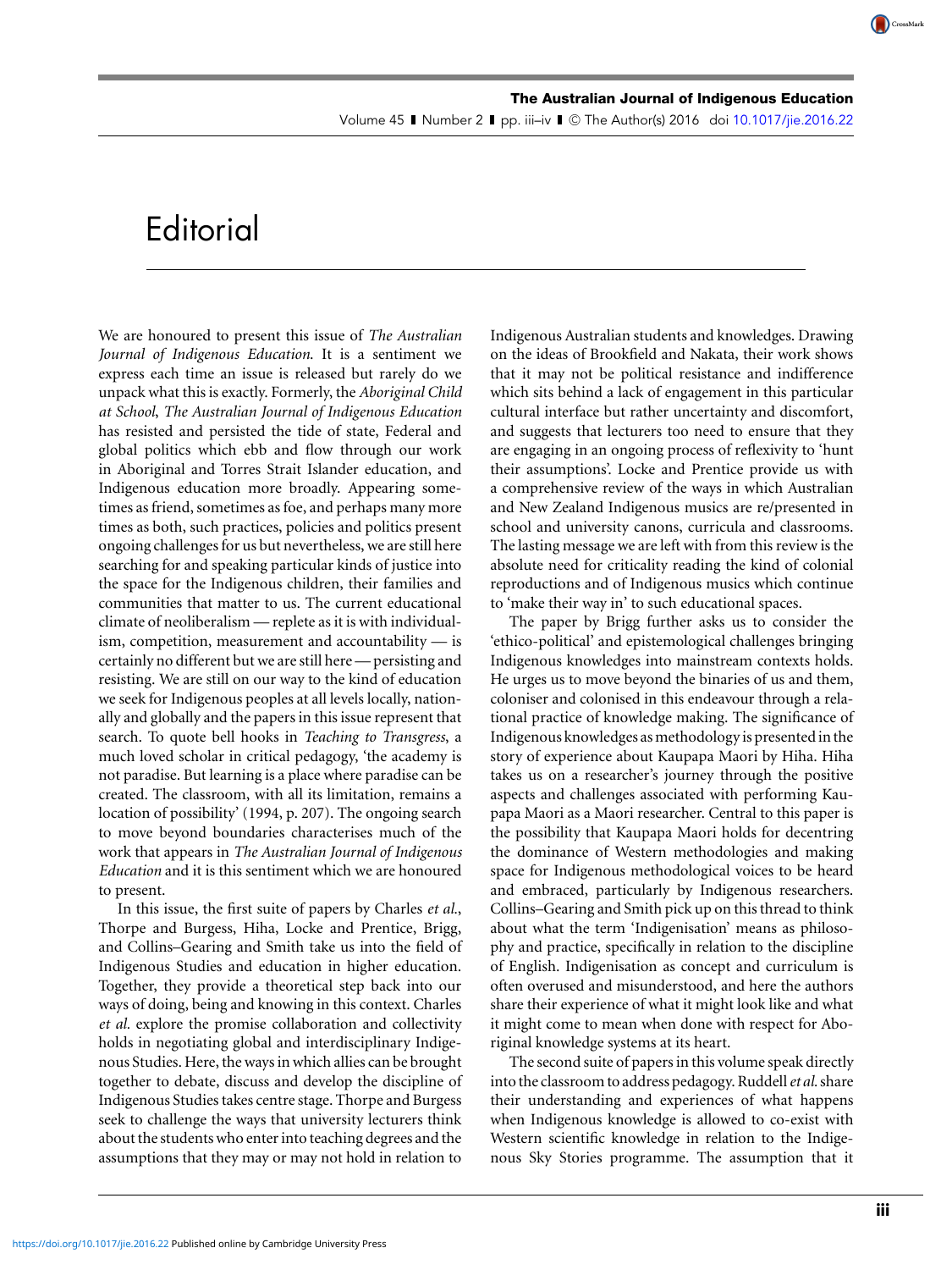# Editorial

We are honoured to present this issue of *The Australian Journal of Indigenous Education*. It is a sentiment we express each time an issue is released but rarely do we unpack what this is exactly. Formerly, the *Aboriginal Child at School*, *The Australian Journal of Indigenous Education* has resisted and persisted the tide of state, Federal and global politics which ebb and flow through our work in Aboriginal and Torres Strait Islander education, and Indigenous education more broadly. Appearing sometimes as friend, sometimes as foe, and perhaps many more times as both, such practices, policies and politics present ongoing challenges for us but nevertheless, we are still here searching for and speaking particular kinds of justice into the space for the Indigenous children, their families and communities that matter to us. The current educational climate of neoliberalism — replete as it is with individualism, competition, measurement and accountability — is certainly no different but we are still here — persisting and resisting. We are still on our way to the kind of education we seek for Indigenous peoples at all levels locally, nationally and globally and the papers in this issue represent that search. To quote bell hooks in *Teaching to Transgress*, a much loved scholar in critical pedagogy, 'the academy is not paradise. But learning is a place where paradise can be created. The classroom, with all its limitation, remains a location of possibility' (1994, p. 207). The ongoing search to move beyond boundaries characterises much of the work that appears in *The Australian Journal of Indigenous Education* and it is this sentiment which we are honoured to present.

In this issue, the first suite of papers by Charles *et al.*, Thorpe and Burgess, Hiha, Locke and Prentice, Brigg, and Collins–Gearing and Smith take us into the field of Indigenous Studies and education in higher education. Together, they provide a theoretical step back into our ways of doing, being and knowing in this context. Charles *et al.* explore the promise collaboration and collectivity holds in negotiating global and interdisciplinary Indigenous Studies. Here, the ways in which allies can be brought together to debate, discuss and develop the discipline of Indigenous Studies takes centre stage. Thorpe and Burgess seek to challenge the ways that university lecturers think about the students who enter into teaching degrees and the assumptions that they may or may not hold in relation to Indigenous Australian students and knowledges. Drawing on the ideas of Brookfield and Nakata, their work shows that it may not be political resistance and indifference which sits behind a lack of engagement in this particular cultural interface but rather uncertainty and discomfort, and suggests that lecturers too need to ensure that they are engaging in an ongoing process of reflexivity to 'hunt their assumptions'. Locke and Prentice provide us with a comprehensive review of the ways in which Australian and New Zealand Indigenous musics are re/presented in school and university canons, curricula and classrooms. The lasting message we are left with from this review is the absolute need for criticality reading the kind of colonial reproductions and of Indigenous musics which continue to 'make their way in' to such educational spaces.

The paper by Brigg further asks us to consider the 'ethico-political' and epistemological challenges bringing Indigenous knowledges into mainstream contexts holds. He urges us to move beyond the binaries of us and them, coloniser and colonised in this endeavour through a relational practice of knowledge making. The significance of Indigenous knowledges as methodology is presented in the story of experience about Kaupapa Maori by Hiha. Hiha takes us on a researcher's journey through the positive aspects and challenges associated with performing Kaupapa Maori as a Maori researcher. Central to this paper is the possibility that Kaupapa Maori holds for decentring the dominance of Western methodologies and making space for Indigenous methodological voices to be heard and embraced, particularly by Indigenous researchers. Collins–Gearing and Smith pick up on this thread to think about what the term 'Indigenisation' means as philosophy and practice, specifically in relation to the discipline of English. Indigenisation as concept and curriculum is often overused and misunderstood, and here the authors share their experience of what it might look like and what it might come to mean when done with respect for Aboriginal knowledge systems at its heart.

The second suite of papers in this volume speak directly into the classroom to address pedagogy. Ruddell *et al.* share their understanding and experiences of what happens when Indigenous knowledge is allowed to co-exist with Western scientific knowledge in relation to the Indigenous Sky Stories programme. The assumption that it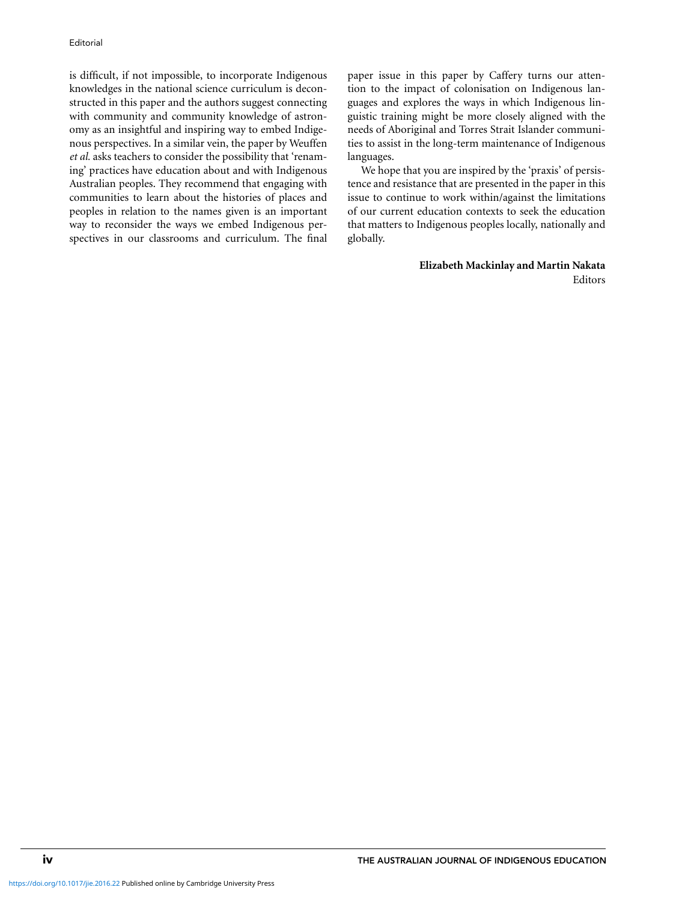is difficult, if not impossible, to incorporate Indigenous knowledges in the national science curriculum is deconstructed in this paper and the authors suggest connecting with community and community knowledge of astronomy as an insightful and inspiring way to embed Indigenous perspectives. In a similar vein, the paper by Weuffen *et al.* asks teachers to consider the possibility that 'renaming' practices have education about and with Indigenous Australian peoples. They recommend that engaging with communities to learn about the histories of places and peoples in relation to the names given is an important way to reconsider the ways we embed Indigenous perspectives in our classrooms and curriculum. The final paper issue in this paper by Caffery turns our attention to the impact of colonisation on Indigenous languages and explores the ways in which Indigenous linguistic training might be more closely aligned with the needs of Aboriginal and Torres Strait Islander communities to assist in the long-term maintenance of Indigenous languages.

We hope that you are inspired by the 'praxis' of persistence and resistance that are presented in the paper in this issue to continue to work within/against the limitations of our current education contexts to seek the education that matters to Indigenous peoples locally, nationally and globally.

**Elizabeth Mackinlay and Martin Nakata**
Editors